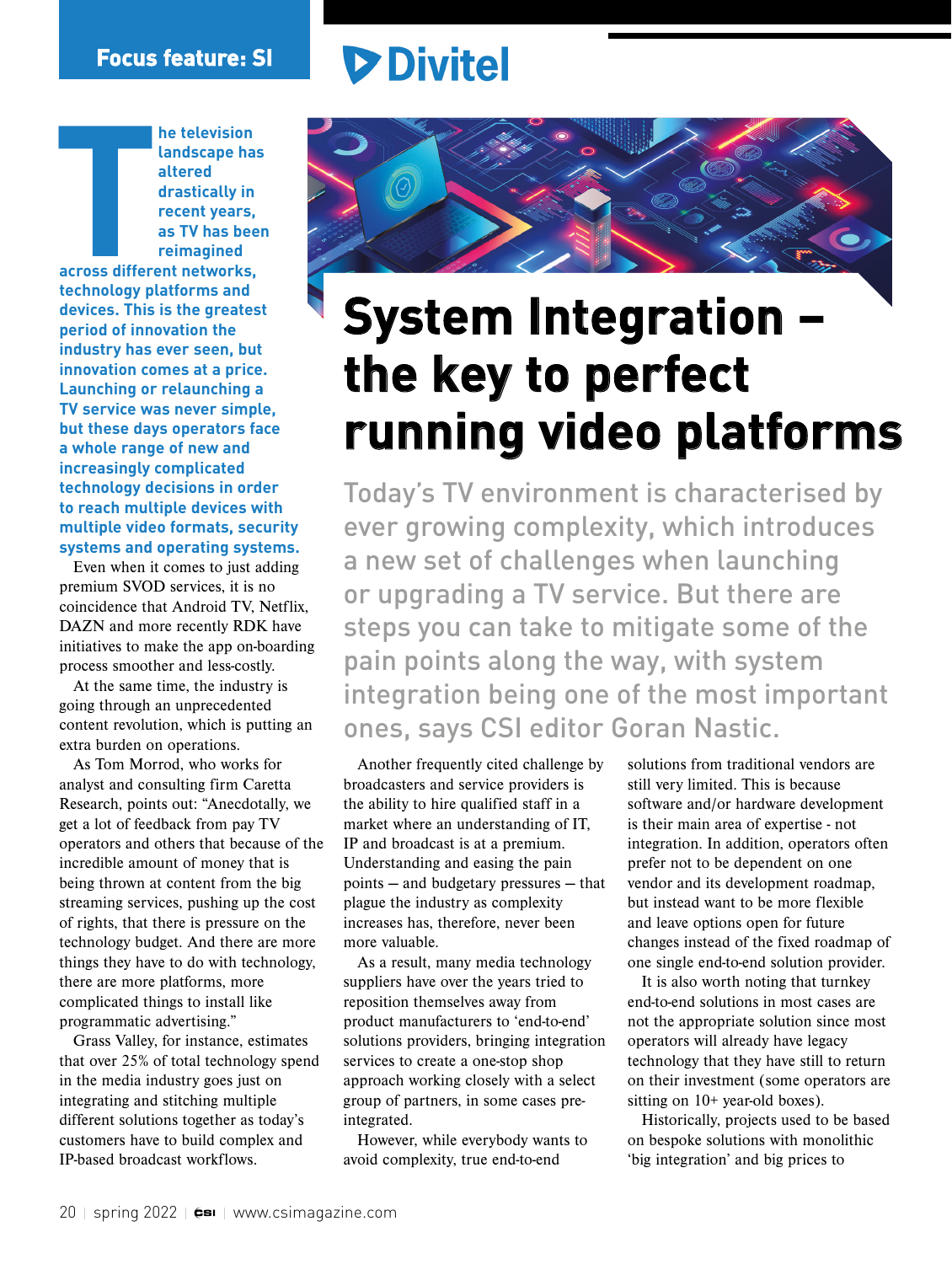Focus feature: SI

Divitel

# System Integration – the key to perfect running video platforms

**Today's TV environment is characterised by ever growing complexity, which introduces a new set of challenges when launching or upgrading a TV service. But there are steps you can take to mitigate some of the pain points along the way, with system integration being one of the most important ones, says CSI editor Goran Nastic.**

**The television landscape has altered drastically in recent years, as TV has been reimagined across different networks, technology platforms and devices. This is the greatest period of innovation the industry has ever seen, but innovation comes at a price. Launching or relaunching a TV service was never simple, but these days operators face a whole range of new and increasingly complicated technology decisions in order to reach multiple devices with multiple video formats, security systems and operating systems.**

Even when it comes to just adding premium SVOD services, it is no coincidence that Android TV, Netflix, DAZN and more recently RDK have initiatives to make the app on-boarding process smoother and less-costly.

At the same time, the industry is going through an unprecedented content revolution, which is putting an extra burden on operations.

As Tom Morrod, who works for analyst and consulting firm Caretta Research, points out: "Anecdotally, we get a lot of feedback from pay TV operators and others that because of the incredible amount of money that is being thrown at content from the big streaming services, pushing up the cost of rights, that there is pressure on the technology budget. And there are more things they have to do with technology, there are more platforms, more complicated things to install like programmatic advertising."

Grass Valley, for instance, estimates that over 25% of total technology spend in the media industry goes just on integrating and stitching multiple different solutions together as today's customers have to build complex and IP-based broadcast workflows.

Another frequently cited challenge by broadcasters and service providers is the ability to hire qualified staff in a market where an understanding of IT, IP and broadcast is at a premium. Understanding and easing the pain points — and budgetary pressures — that plague the industry as complexity increases has, therefore, never been more valuable.

As a result, many media technology suppliers have over the years tried to reposition themselves away from product manufacturers to 'end-to-end' solutions providers, bringing integration services to create a one-stop shop approach working closely with a select group of partners, in some cases pre-integrated.

However, while everybody wants to avoid complexity, true end-to-end solutions from traditional vendors are still very limited. This is because software and/or hardware development is their main area of expertise - not integration. In addition, operators often prefer not to be dependent on one vendor and its development roadmap, but instead want to be more flexible and leave options open for future changes instead of the fixed roadmap of one single end-to-end solution provider.

It is also worth noting that turnkey end-to-end solutions in most cases are not the appropriate solution since most operators will already have legacy technology that they have still to return on their investment (some operators are sitting on 10+ year-old boxes).

Historically, projects used to be based on bespoke solutions with monolithic 'big integration' and big prices to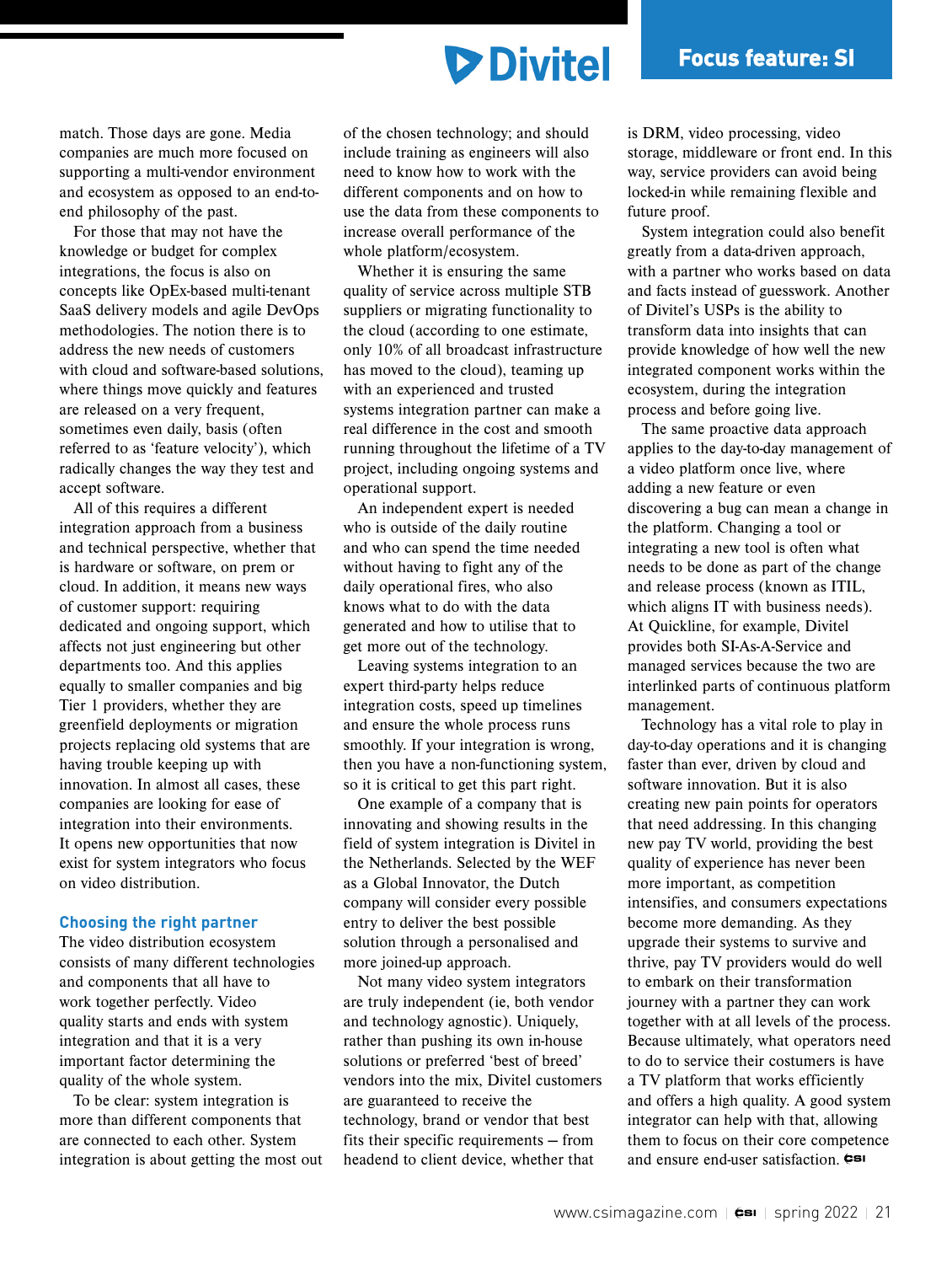match. Those days are gone. Media companies are much more focused on supporting a multi-vendor environment and ecosystem as opposed to an end-to-end philosophy of the past.

For those that may not have the knowledge or budget for complex integrations, the focus is also on concepts like OpEx-based multi-tenant SaaS delivery models and agile DevOps methodologies. The notion there is to address the new needs of customers with cloud and software-based solutions, where things move quickly and features are released on a very frequent, sometimes even daily, basis (often referred to as 'feature velocity'), which radically changes the way they test and accept software.

All of this requires a different integration approach from a business and technical perspective, whether that is hardware or software, on prem or cloud. In addition, it means new ways of customer support: requiring dedicated and ongoing support, which affects not just engineering but other departments too. And this applies equally to smaller companies and big Tier 1 providers, whether they are greenfield deployments or migration projects replacing old systems that are having trouble keeping up with innovation. In almost all cases, these companies are looking for ease of integration into their environments. It opens new opportunities that now exist for system integrators who focus on video distribution.

## Choosing the right partner

The video distribution ecosystem consists of many different technologies and components that all have to work together perfectly. Video quality starts and ends with system integration and that it is a very important factor determining the quality of the whole system.

To be clear: system integration is more than different components that are connected to each other. System integration is about getting the most out of the chosen technology; and should include training as engineers will also need to know how to work with the different components and on how to use the data from these components to increase overall performance of the whole platform/ecosystem.

Whether it is ensuring the same quality of service across multiple STB suppliers or migrating functionality to the cloud (according to one estimate, only 10% of all broadcast infrastructure has moved to the cloud), teaming up with an experienced and trusted systems integration partner can make a real difference in the cost and smooth running throughout the lifetime of a TV project, including ongoing systems and operational support.

An independent expert is needed who is outside of the daily routine and who can spend the time needed without having to fight any of the daily operational fires, who also knows what to do with the data generated and how to utilise that to get more out of the technology.

Leaving systems integration to an expert third-party helps reduce integration costs, speed up timelines and ensure the whole process runs smoothly. If your integration is wrong, then you have a non-functioning system, so it is critical to get this part right.

One example of a company that is innovating and showing results in the field of system integration is Divitel in the Netherlands. Selected by the WEF as a Global Innovator, the Dutch company will consider every possible entry to deliver the best possible solution through a personalised and more joined-up approach.

Not many video system integrators are truly independent (ie, both vendor and technology agnostic). Uniquely, rather than pushing its own in-house solutions or preferred 'best of breed' vendors into the mix, Divitel customers are guaranteed to receive the technology, brand or vendor that best fits their specific requirements – from headend to client device, whether that is DRM, video processing, video storage, middleware or front end. In this way, service providers can avoid being locked-in while remaining flexible and future proof.

System integration could also benefit greatly from a data-driven approach, with a partner who works based on data and facts instead of guesswork. Another of Divitel's USPs is the ability to transform data into insights that can provide knowledge of how well the new integrated component works within the ecosystem, during the integration process and before going live.

The same proactive data approach applies to the day-to-day management of a video platform once live, where adding a new feature or even discovering a bug can mean a change in the platform. Changing a tool or integrating a new tool is often what needs to be done as part of the change and release process (known as ITIL, which aligns IT with business needs). At Quickline, for example, Divitel provides both SI-As-A-Service and managed services because the two are interlinked parts of continuous platform management.

Technology has a vital role to play in day-to-day operations and it is changing faster than ever, driven by cloud and software innovation. But it is also creating new pain points for operators that need addressing. In this changing new pay TV world, providing the best quality of experience has never been more important, as competition intensifies, and consumers expectations become more demanding. As they upgrade their systems to survive and thrive, pay TV providers would do well to embark on their transformation journey with a partner they can work together with at all levels of the process. Because ultimately, what operators need to do to service their costumers is have a TV platform that works efficiently and offers a high quality. A good system integrator can help with that, allowing them to focus on their core competence and ensure end-user satisfaction.